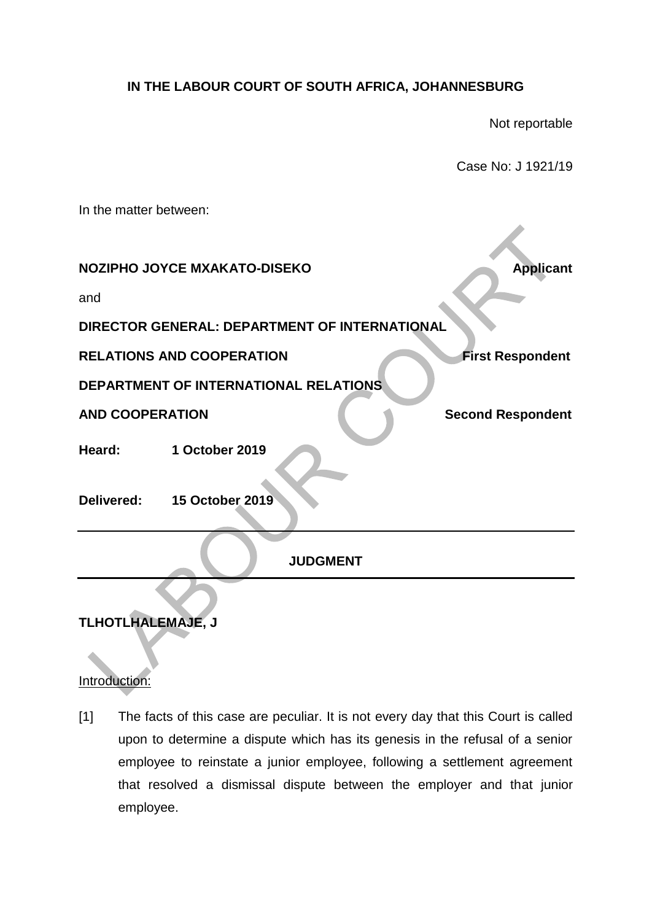**IN THE LABOUR COURT OF SOUTH AFRICA, JOHANNESBURG**

Not reportable

Case No: J 1921/19

In the matter between:

**NOZIPHO JOYCE MXAKATO-DISEKO** **Applicant**

and

**DIRECTOR GENERAL: DEPARTMENT OF INTERNATIONAL RELATIONS AND COOPERATION** **First Respondent**

**DEPARTMENT OF INTERNATIONAL RELATIONS AND COOPERATION** **Second Respondent**

**Heard:** **1 October 2019**

**Delivered:** **15 October 2019**

---

**JUDGMENT**

---

**TLHOTLHALEMAJE, J**

Introduction:

[1] The facts of this case are peculiar. It is not every day that this Court is called upon to determine a dispute which has its genesis in the refusal of a senior employee to reinstate a junior employee, following a settlement agreement that resolved a dismissal dispute between the employer and that junior employee.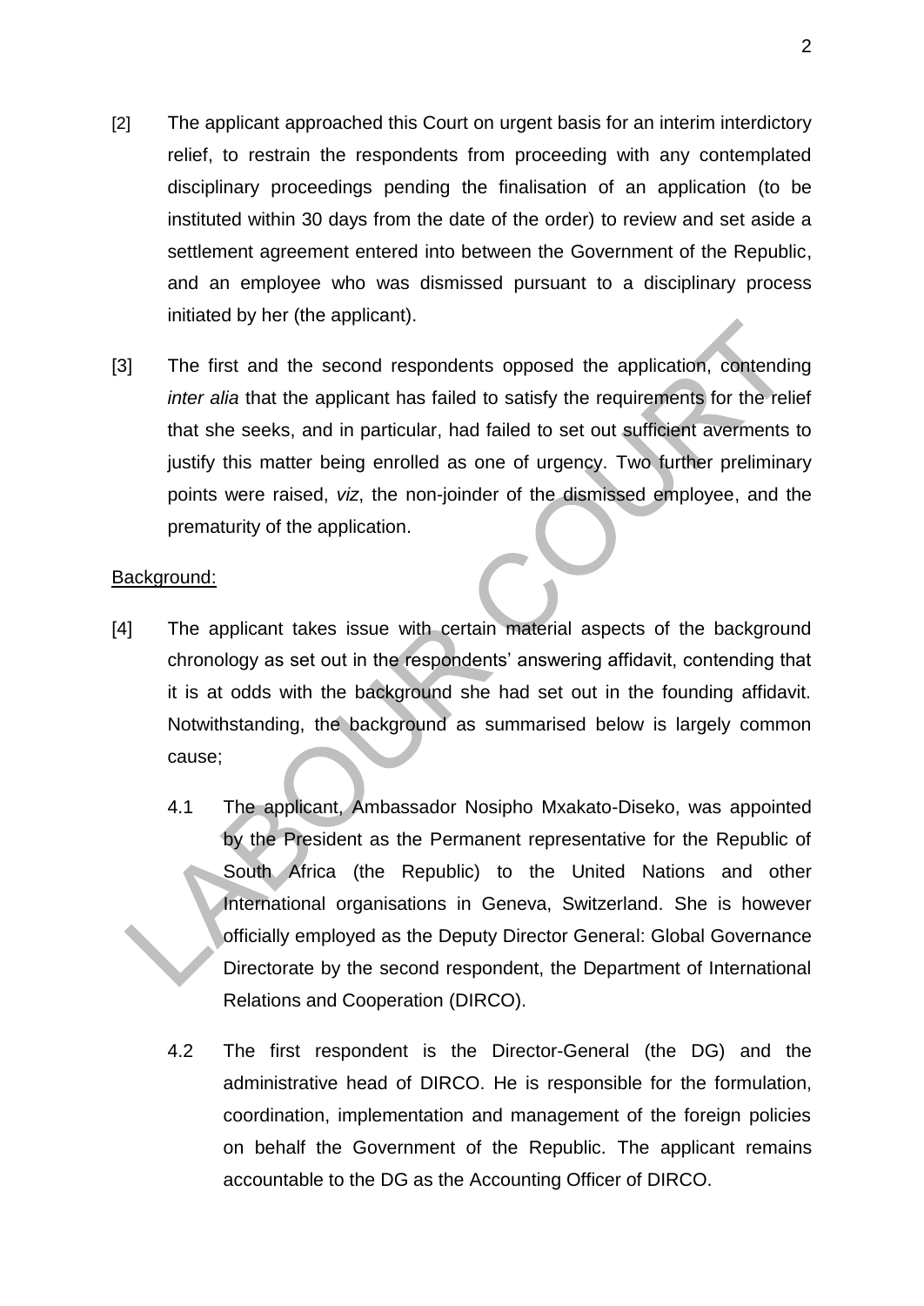[2] The applicant approached this Court on urgent basis for an interim interdictory relief, to restrain the respondents from proceeding with any contemplated disciplinary proceedings pending the finalisation of an application (to be instituted within 30 days from the date of the order) to review and set aside a settlement agreement entered into between the Government of the Republic, and an employee who was dismissed pursuant to a disciplinary process initiated by her (the applicant).

[3] The first and the second respondents opposed the application, contending *inter alia* that the applicant has failed to satisfy the requirements for the relief that she seeks, and in particular, had failed to set out sufficient averments to justify this matter being enrolled as one of urgency. Two further preliminary points were raised, *viz*, the non-joinder of the dismissed employee, and the prematurity of the application.

Background:

[4] The applicant takes issue with certain material aspects of the background chronology as set out in the respondents' answering affidavit, contending that it is at odds with the background she had set out in the founding affidavit. Notwithstanding, the background as summarised below is largely common cause;

4.1 The applicant, Ambassador Nosipho Mxakato-Diseko, was appointed by the President as the Permanent representative for the Republic of South Africa (the Republic) to the United Nations and other International organisations in Geneva, Switzerland. She is however officially employed as the Deputy Director General: Global Governance Directorate by the second respondent, the Department of International Relations and Cooperation (DIRCO).

4.2 The first respondent is the Director-General (the DG) and the administrative head of DIRCO. He is responsible for the formulation, coordination, implementation and management of the foreign policies on behalf the Government of the Republic. The applicant remains accountable to the DG as the Accounting Officer of DIRCO.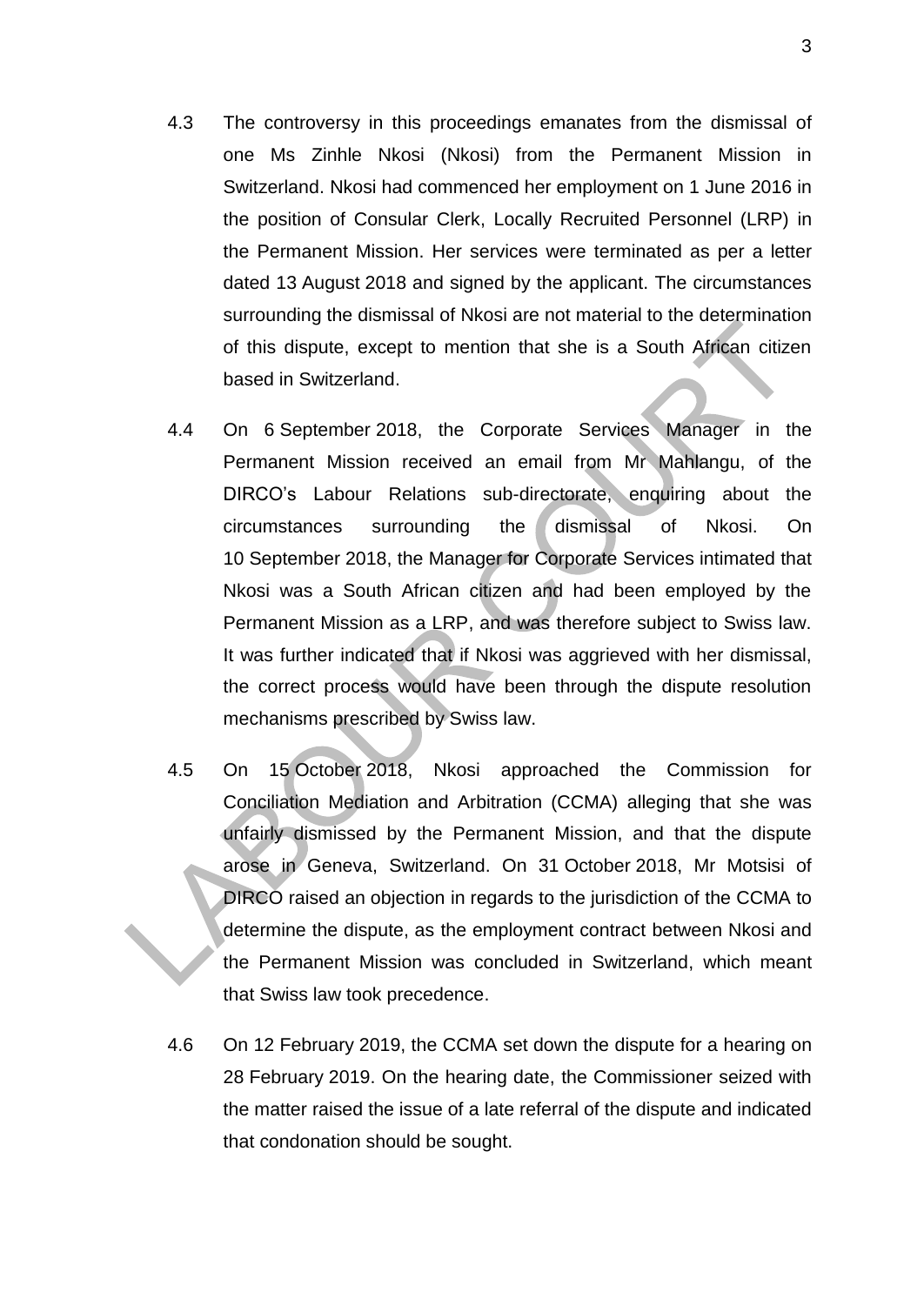4.3 The controversy in this proceedings emanates from the dismissal of one Ms Zinhle Nkosi (Nkosi) from the Permanent Mission in Switzerland. Nkosi had commenced her employment on 1 June 2016 in the position of Consular Clerk, Locally Recruited Personnel (LRP) in the Permanent Mission. Her services were terminated as per a letter dated 13 August 2018 and signed by the applicant. The circumstances surrounding the dismissal of Nkosi are not material to the determination of this dispute, except to mention that she is a South African citizen based in Switzerland.

4.4 On 6 September 2018, the Corporate Services Manager in the Permanent Mission received an email from Mr Mahlangu, of the DIRCO's Labour Relations sub-directorate, enquiring about the circumstances surrounding the dismissal of Nkosi. On 10 September 2018, the Manager for Corporate Services intimated that Nkosi was a South African citizen and had been employed by the Permanent Mission as a LRP, and was therefore subject to Swiss law. It was further indicated that if Nkosi was aggrieved with her dismissal, the correct process would have been through the dispute resolution mechanisms prescribed by Swiss law.

4.5 On 15 October 2018, Nkosi approached the Commission for Conciliation Mediation and Arbitration (CCMA) alleging that she was unfairly dismissed by the Permanent Mission, and that the dispute arose in Geneva, Switzerland. On 31 October 2018, Mr Motsisi of DIRCO raised an objection in regards to the jurisdiction of the CCMA to determine the dispute, as the employment contract between Nkosi and the Permanent Mission was concluded in Switzerland, which meant that Swiss law took precedence.

4.6 On 12 February 2019, the CCMA set down the dispute for a hearing on 28 February 2019. On the hearing date, the Commissioner seized with the matter raised the issue of a late referral of the dispute and indicated that condonation should be sought.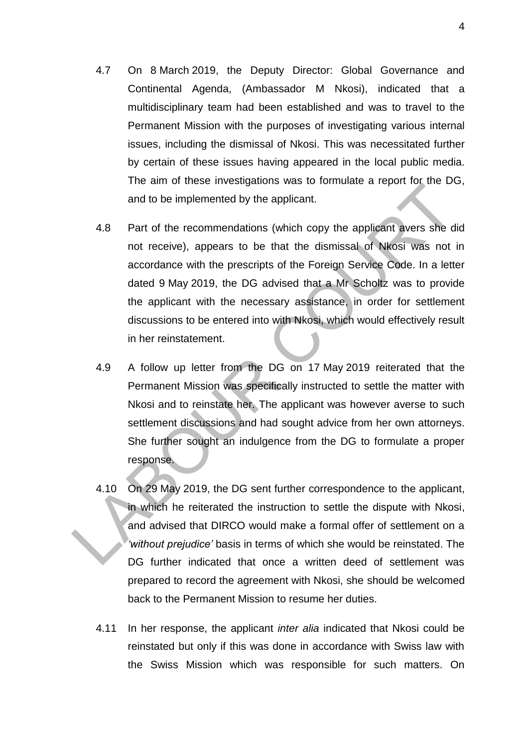4.7 On 8 March 2019, the Deputy Director: Global Governance and Continental Agenda, (Ambassador M Nkosi), indicated that a multidisciplinary team had been established and was to travel to the Permanent Mission with the purposes of investigating various internal issues, including the dismissal of Nkosi. This was necessitated further by certain of these issues having appeared in the local public media. The aim of these investigations was to formulate a report for the DG, and to be implemented by the applicant.

4.8 Part of the recommendations (which copy the applicant avers she did not receive), appears to be that the dismissal of Nkosi was not in accordance with the prescripts of the Foreign Service Code. In a letter dated 9 May 2019, the DG advised that a Mr Scholtz was to provide the applicant with the necessary assistance, in order for settlement discussions to be entered into with Nkosi, which would effectively result in her reinstatement.

4.9 A follow up letter from the DG on 17 May 2019 reiterated that the Permanent Mission was specifically instructed to settle the matter with Nkosi and to reinstate her. The applicant was however averse to such settlement discussions and had sought advice from her own attorneys. She further sought an indulgence from the DG to formulate a proper response.

4.10 On 29 May 2019, the DG sent further correspondence to the applicant, in which he reiterated the instruction to settle the dispute with Nkosi, and advised that DIRCO would make a formal offer of settlement on a *'without prejudice'* basis in terms of which she would be reinstated. The DG further indicated that once a written deed of settlement was prepared to record the agreement with Nkosi, she should be welcomed back to the Permanent Mission to resume her duties.

4.11 In her response, the applicant *inter alia* indicated that Nkosi could be reinstated but only if this was done in accordance with Swiss law with the Swiss Mission which was responsible for such matters. On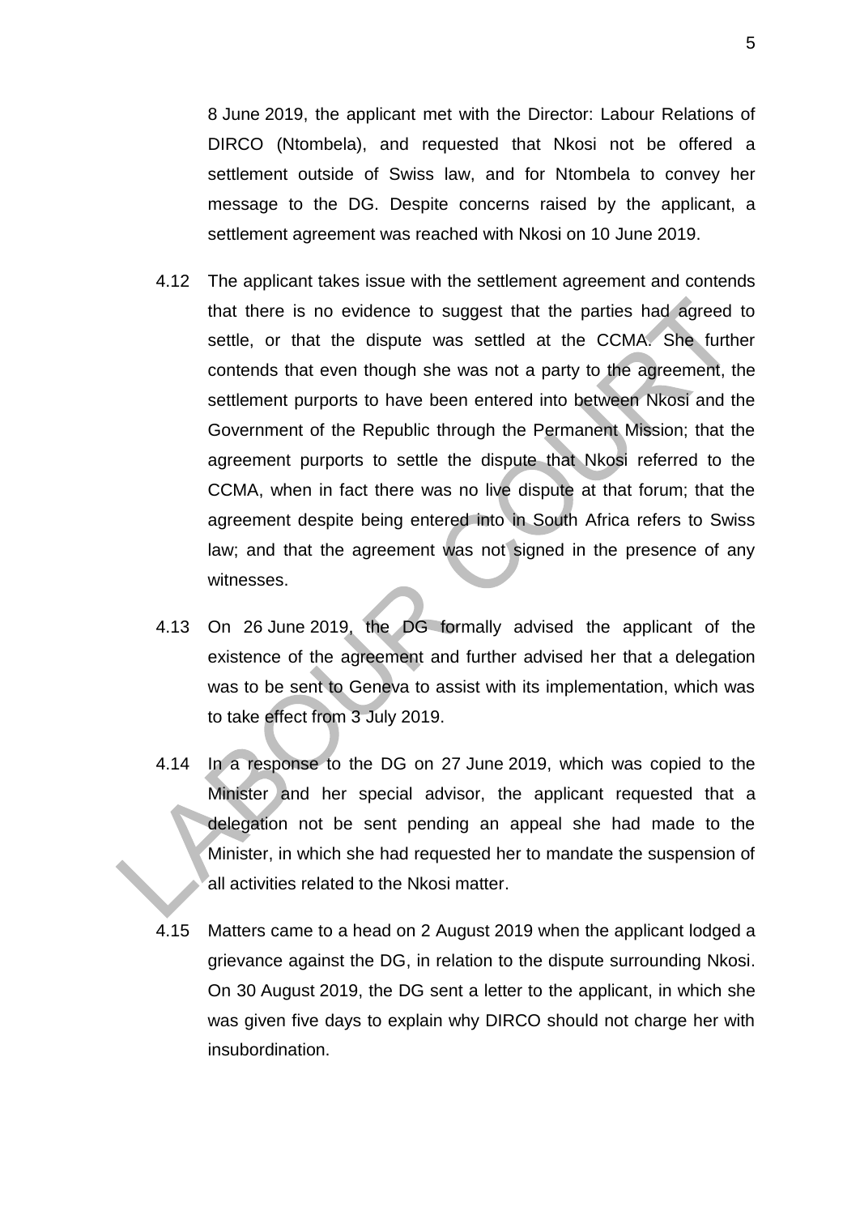8 June 2019, the applicant met with the Director: Labour Relations of DIRCO (Ntombela), and requested that Nkosi not be offered a settlement outside of Swiss law, and for Ntombela to convey her message to the DG. Despite concerns raised by the applicant, a settlement agreement was reached with Nkosi on 10 June 2019.

4.12 The applicant takes issue with the settlement agreement and contends that there is no evidence to suggest that the parties had agreed to settle, or that the dispute was settled at the CCMA. She further contends that even though she was not a party to the agreement, the settlement purports to have been entered into between Nkosi and the Government of the Republic through the Permanent Mission; that the agreement purports to settle the dispute that Nkosi referred to the CCMA, when in fact there was no live dispute at that forum; that the agreement despite being entered into in South Africa refers to Swiss law; and that the agreement was not signed in the presence of any witnesses.

4.13 On 26 June 2019, the DG formally advised the applicant of the existence of the agreement and further advised her that a delegation was to be sent to Geneva to assist with its implementation, which was to take effect from 3 July 2019.

4.14 In a response to the DG on 27 June 2019, which was copied to the Minister and her special advisor, the applicant requested that a delegation not be sent pending an appeal she had made to the Minister, in which she had requested her to mandate the suspension of all activities related to the Nkosi matter.

4.15 Matters came to a head on 2 August 2019 when the applicant lodged a grievance against the DG, in relation to the dispute surrounding Nkosi. On 30 August 2019, the DG sent a letter to the applicant, in which she was given five days to explain why DIRCO should not charge her with insubordination.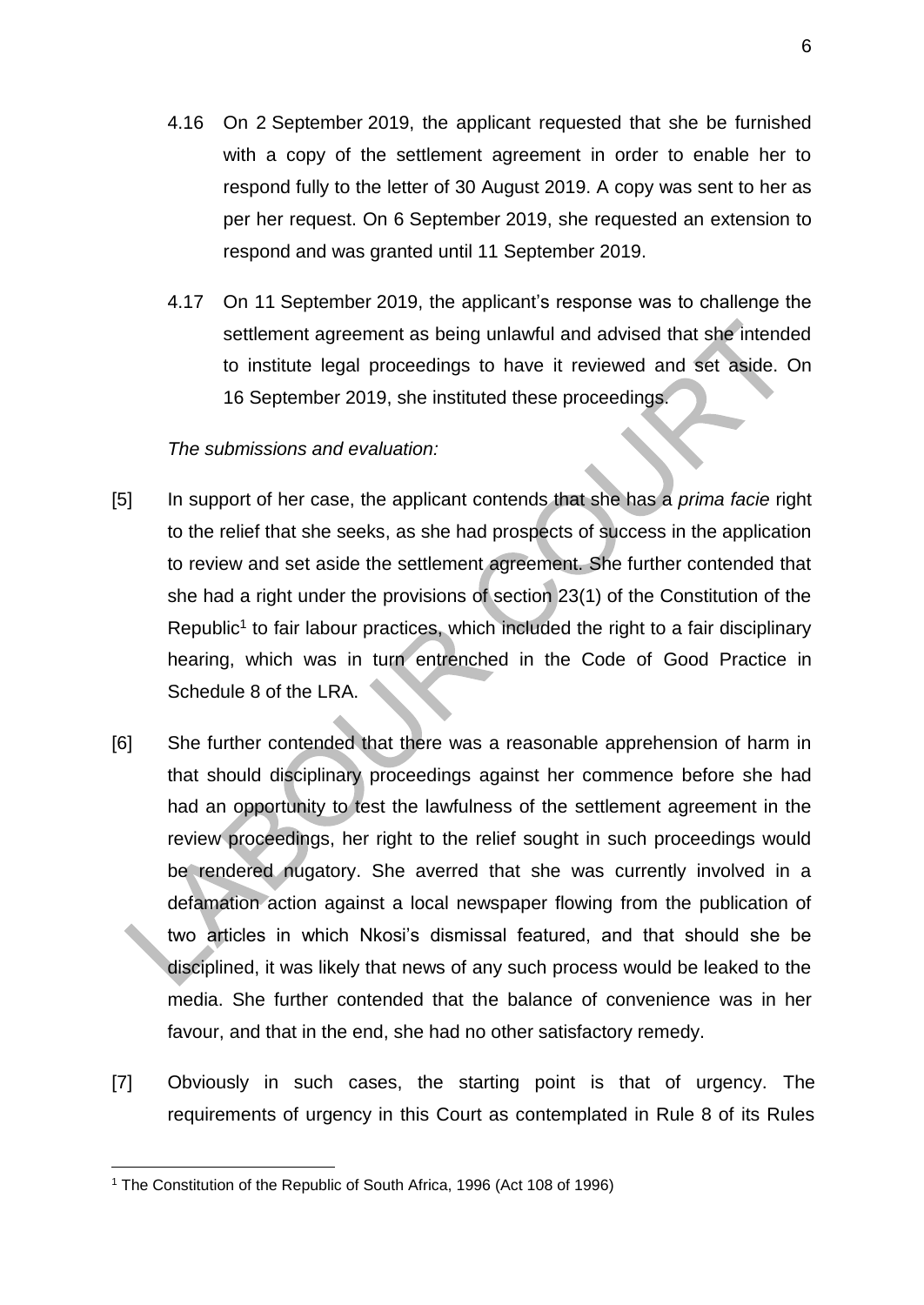4.16 On 2 September 2019, the applicant requested that she be furnished with a copy of the settlement agreement in order to enable her to respond fully to the letter of 30 August 2019. A copy was sent to her as per her request. On 6 September 2019, she requested an extension to respond and was granted until 11 September 2019.

4.17 On 11 September 2019, the applicant's response was to challenge the settlement agreement as being unlawful and advised that she intended to institute legal proceedings to have it reviewed and set aside. On 16 September 2019, she instituted these proceedings.

*The submissions and evaluation:*

[5] In support of her case, the applicant contends that she has a *prima facie* right to the relief that she seeks, as she had prospects of success in the application to review and set aside the settlement agreement. She further contended that she had a right under the provisions of section 23(1) of the Constitution of the Republic[1] to fair labour practices, which included the right to a fair disciplinary hearing, which was in turn entrenched in the Code of Good Practice in Schedule 8 of the LRA.

[6] She further contended that there was a reasonable apprehension of harm in that should disciplinary proceedings against her commence before she had had an opportunity to test the lawfulness of the settlement agreement in the review proceedings, her right to the relief sought in such proceedings would be rendered nugatory. She averred that she was currently involved in a defamation action against a local newspaper flowing from the publication of two articles in which Nkosi's dismissal featured, and that should she be disciplined, it was likely that news of any such process would be leaked to the media. She further contended that the balance of convenience was in her favour, and that in the end, she had no other satisfactory remedy.

[7] Obviously in such cases, the starting point is that of urgency. The requirements of urgency in this Court as contemplated in Rule 8 of its Rules

---

[1] The Constitution of the Republic of South Africa, 1996 (Act 108 of 1996)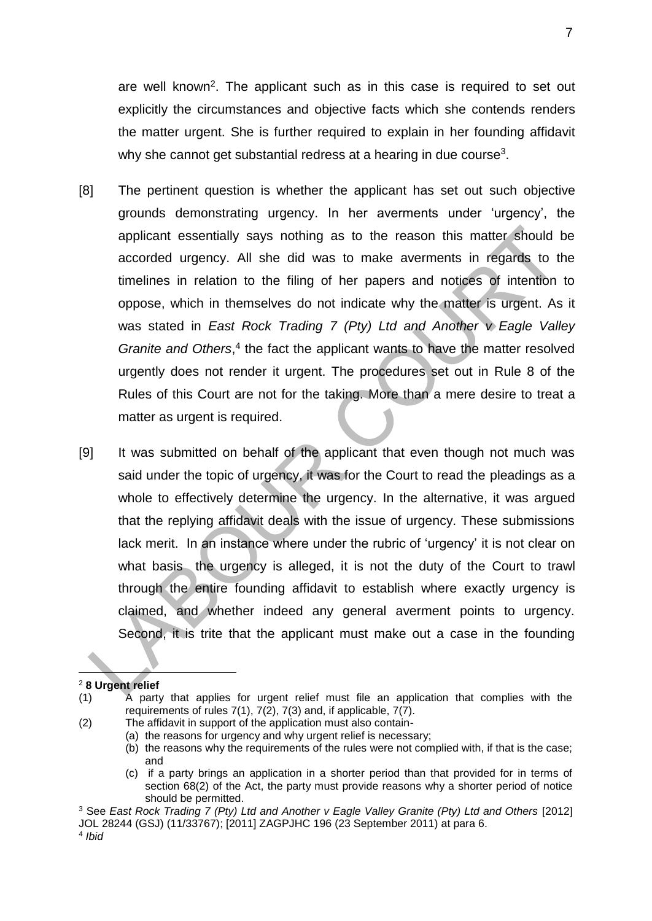are well known[2]. The applicant such as in this case is required to set out explicitly the circumstances and objective facts which she contends renders the matter urgent. She is further required to explain in her founding affidavit why she cannot get substantial redress at a hearing in due course[3].

[8] The pertinent question is whether the applicant has set out such objective grounds demonstrating urgency. In her averments under 'urgency', the applicant essentially says nothing as to the reason this matter should be accorded urgency. All she did was to make averments in regards to the timelines in relation to the filing of her papers and notices of intention to oppose, which in themselves do not indicate why the matter is urgent. As it was stated in *East Rock Trading 7 (Pty) Ltd and Another v Eagle Valley Granite and Others*,[4] the fact the applicant wants to have the matter resolved urgently does not render it urgent. The procedures set out in Rule 8 of the Rules of this Court are not for the taking. More than a mere desire to treat a matter as urgent is required.

[9] It was submitted on behalf of the applicant that even though not much was said under the topic of urgency, it was for the Court to read the pleadings as a whole to effectively determine the urgency. In the alternative, it was argued that the replying affidavit deals with the issue of urgency. These submissions lack merit. In an instance where under the rubric of 'urgency' it is not clear on what basis the urgency is alleged, it is not the duty of the Court to trawl through the entire founding affidavit to establish where exactly urgency is claimed, and whether indeed any general averment points to urgency. Second, it is trite that the applicant must make out a case in the founding

---

[2] **8 Urgent relief**

(1) A party that applies for urgent relief must file an application that complies with the requirements of rules 7(1), 7(2), 7(3) and, if applicable, 7(7).

(2) The affidavit in support of the application must also contain-

(a) the reasons for urgency and why urgent relief is necessary;

(b) the reasons why the requirements of the rules were not complied with, if that is the case; and

(c) if a party brings an application in a shorter period than that provided for in terms of section 68(2) of the Act, the party must provide reasons why a shorter period of notice should be permitted.

[3] See *East Rock Trading 7 (Pty) Ltd and Another v Eagle Valley Granite (Pty) Ltd and Others* [2012] JOL 28244 (GSJ) (11/33767); [2011] ZAGPJHC 196 (23 September 2011) at para 6.

[4] *Ibid*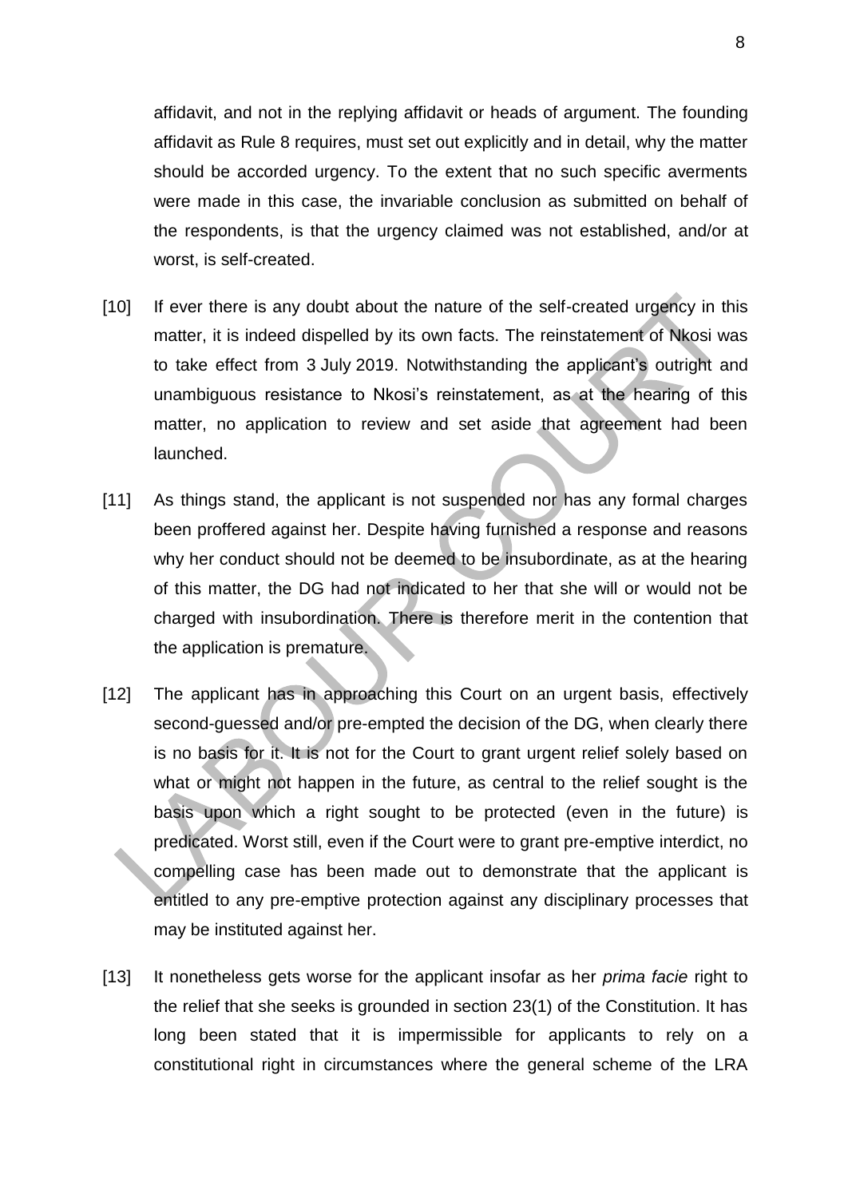affidavit, and not in the replying affidavit or heads of argument. The founding affidavit as Rule 8 requires, must set out explicitly and in detail, why the matter should be accorded urgency. To the extent that no such specific averments were made in this case, the invariable conclusion as submitted on behalf of the respondents, is that the urgency claimed was not established, and/or at worst, is self-created.

[10] If ever there is any doubt about the nature of the self-created urgency in this matter, it is indeed dispelled by its own facts. The reinstatement of Nkosi was to take effect from 3 July 2019. Notwithstanding the applicant's outright and unambiguous resistance to Nkosi's reinstatement, as at the hearing of this matter, no application to review and set aside that agreement had been launched.

[11] As things stand, the applicant is not suspended nor has any formal charges been proffered against her. Despite having furnished a response and reasons why her conduct should not be deemed to be insubordinate, as at the hearing of this matter, the DG had not indicated to her that she will or would not be charged with insubordination. There is therefore merit in the contention that the application is premature.

[12] The applicant has in approaching this Court on an urgent basis, effectively second-guessed and/or pre-empted the decision of the DG, when clearly there is no basis for it. It is not for the Court to grant urgent relief solely based on what or might not happen in the future, as central to the relief sought is the basis upon which a right sought to be protected (even in the future) is predicated. Worst still, even if the Court were to grant pre-emptive interdict, no compelling case has been made out to demonstrate that the applicant is entitled to any pre-emptive protection against any disciplinary processes that may be instituted against her.

[13] It nonetheless gets worse for the applicant insofar as her *prima facie* right to the relief that she seeks is grounded in section 23(1) of the Constitution. It has long been stated that it is impermissible for applicants to rely on a constitutional right in circumstances where the general scheme of the LRA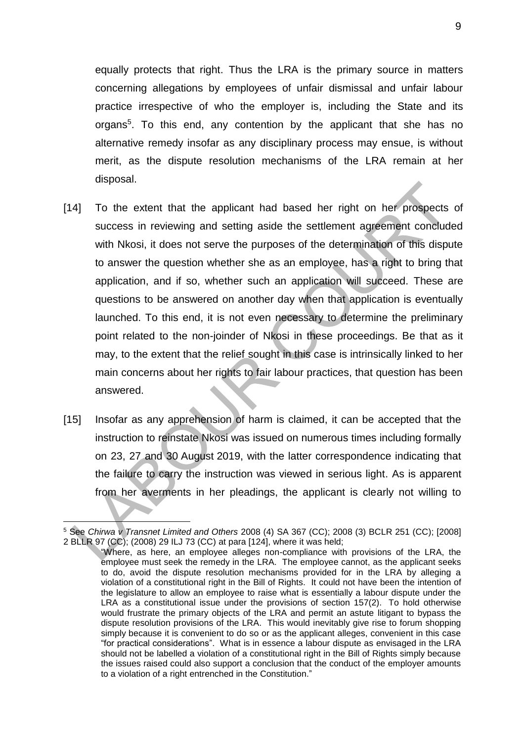equally protects that right. Thus the LRA is the primary source in matters concerning allegations by employees of unfair dismissal and unfair labour practice irrespective of who the employer is, including the State and its organs[5]. To this end, any contention by the applicant that she has no alternative remedy insofar as any disciplinary process may ensue, is without merit, as the dispute resolution mechanisms of the LRA remain at her disposal.

[14] To the extent that the applicant had based her right on her prospects of success in reviewing and setting aside the settlement agreement concluded with Nkosi, it does not serve the purposes of the determination of this dispute to answer the question whether she as an employee, has a right to bring that application, and if so, whether such an application will succeed. These are questions to be answered on another day when that application is eventually launched. To this end, it is not even necessary to determine the preliminary point related to the non-joinder of Nkosi in these proceedings. Be that as it may, to the extent that the relief sought in this case is intrinsically linked to her main concerns about her rights to fair labour practices, that question has been answered.

[15] Insofar as any apprehension of harm is claimed, it can be accepted that the instruction to reinstate Nkosi was issued on numerous times including formally on 23, 27 and 30 August 2019, with the latter correspondence indicating that the failure to carry the instruction was viewed in serious light. As is apparent from her averments in her pleadings, the applicant is clearly not willing to

---

[5] See *Chirwa v Transnet Limited and Others* 2008 (4) SA 367 (CC); 2008 (3) BCLR 251 (CC); [2008] 2 BLLR 97 (CC); (2008) 29 ILJ 73 (CC) at para [124], where it was held;

> "Where, as here, an employee alleges non-compliance with provisions of the LRA, the employee must seek the remedy in the LRA. The employee cannot, as the applicant seeks to do, avoid the dispute resolution mechanisms provided for in the LRA by alleging a violation of a constitutional right in the Bill of Rights. It could not have been the intention of the legislature to allow an employee to raise what is essentially a labour dispute under the LRA as a constitutional issue under the provisions of section 157(2). To hold otherwise would frustrate the primary objects of the LRA and permit an astute litigant to bypass the dispute resolution provisions of the LRA. This would inevitably give rise to forum shopping simply because it is convenient to do so or as the applicant alleges, convenient in this case "for practical considerations". What is in essence a labour dispute as envisaged in the LRA should not be labelled a violation of a constitutional right in the Bill of Rights simply because the issues raised could also support a conclusion that the conduct of the employer amounts to a violation of a right entrenched in the Constitution."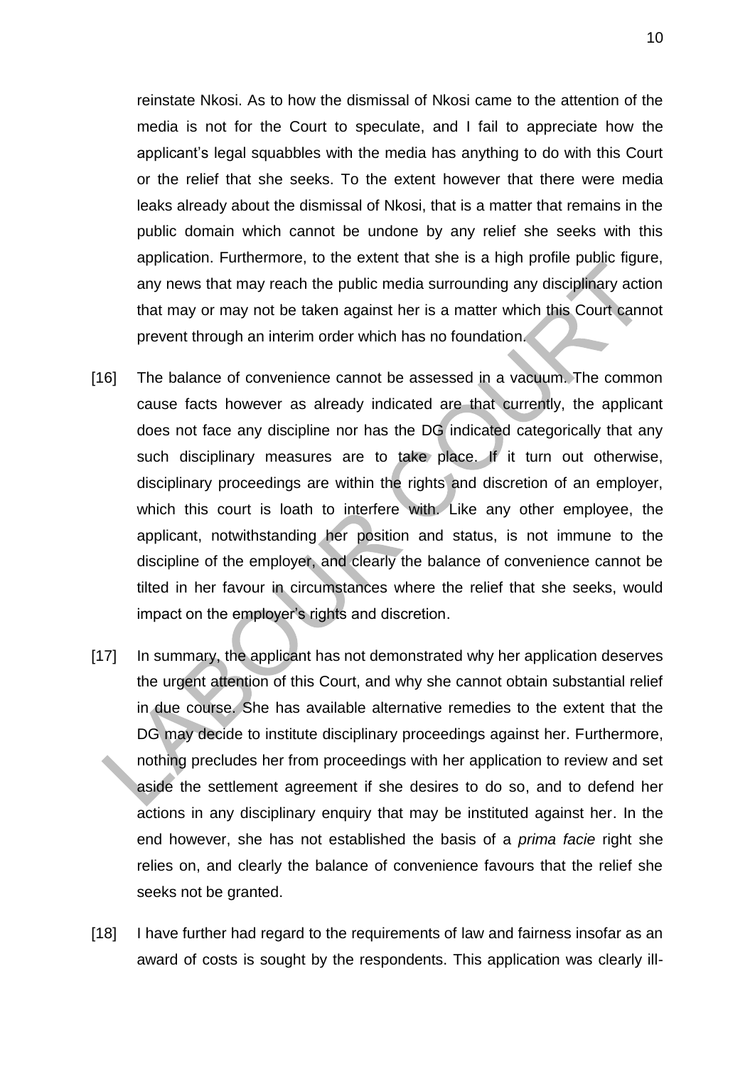reinstate Nkosi. As to how the dismissal of Nkosi came to the attention of the media is not for the Court to speculate, and I fail to appreciate how the applicant's legal squabbles with the media has anything to do with this Court or the relief that she seeks. To the extent however that there were media leaks already about the dismissal of Nkosi, that is a matter that remains in the public domain which cannot be undone by any relief she seeks with this application. Furthermore, to the extent that she is a high profile public figure, any news that may reach the public media surrounding any disciplinary action that may or may not be taken against her is a matter which this Court cannot prevent through an interim order which has no foundation.

[16] The balance of convenience cannot be assessed in a vacuum. The common cause facts however as already indicated are that currently, the applicant does not face any discipline nor has the DG indicated categorically that any such disciplinary measures are to take place. If it turn out otherwise, disciplinary proceedings are within the rights and discretion of an employer, which this court is loath to interfere with. Like any other employee, the applicant, notwithstanding her position and status, is not immune to the discipline of the employer, and clearly the balance of convenience cannot be tilted in her favour in circumstances where the relief that she seeks, would impact on the employer's rights and discretion.

[17] In summary, the applicant has not demonstrated why her application deserves the urgent attention of this Court, and why she cannot obtain substantial relief in due course. She has available alternative remedies to the extent that the DG may decide to institute disciplinary proceedings against her. Furthermore, nothing precludes her from proceedings with her application to review and set aside the settlement agreement if she desires to do so, and to defend her actions in any disciplinary enquiry that may be instituted against her. In the end however, she has not established the basis of a *prima facie* right she relies on, and clearly the balance of convenience favours that the relief she seeks not be granted.

[18] I have further had regard to the requirements of law and fairness insofar as an award of costs is sought by the respondents. This application was clearly ill-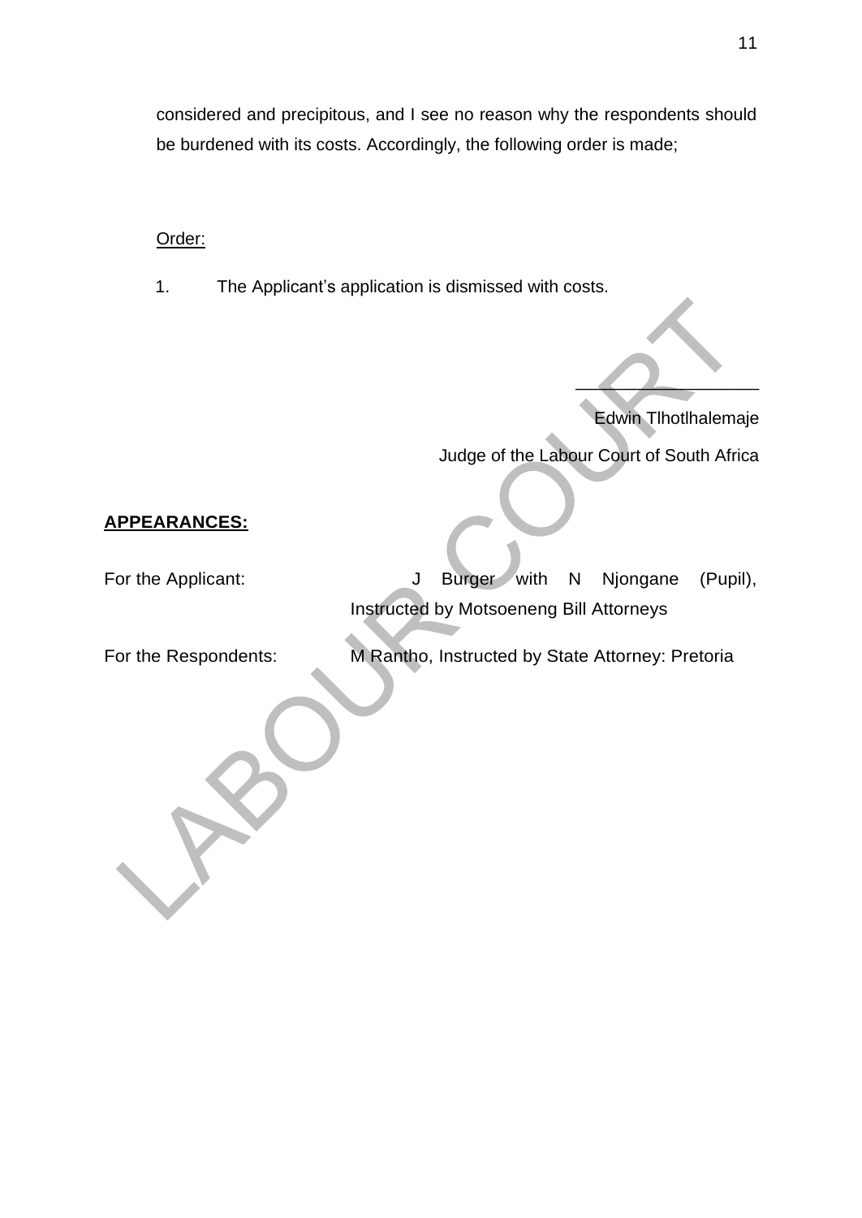considered and precipitous, and I see no reason why the respondents should be burdened with its costs. Accordingly, the following order is made;

Order:

1. The Applicant's application is dismissed with costs.

\_\_\_\_\_\_\_\_\_\_\_\_\_\_\_\_\_\_\_\_

Edwin Tlhotlhalemaje

Judge of the Labour Court of South Africa

**APPEARANCES:**

For the Applicant: J Burger with N Njongane (Pupil), Instructed by Motsoeneng Bill Attorneys

For the Respondents: M Rantho, Instructed by State Attorney: Pretoria